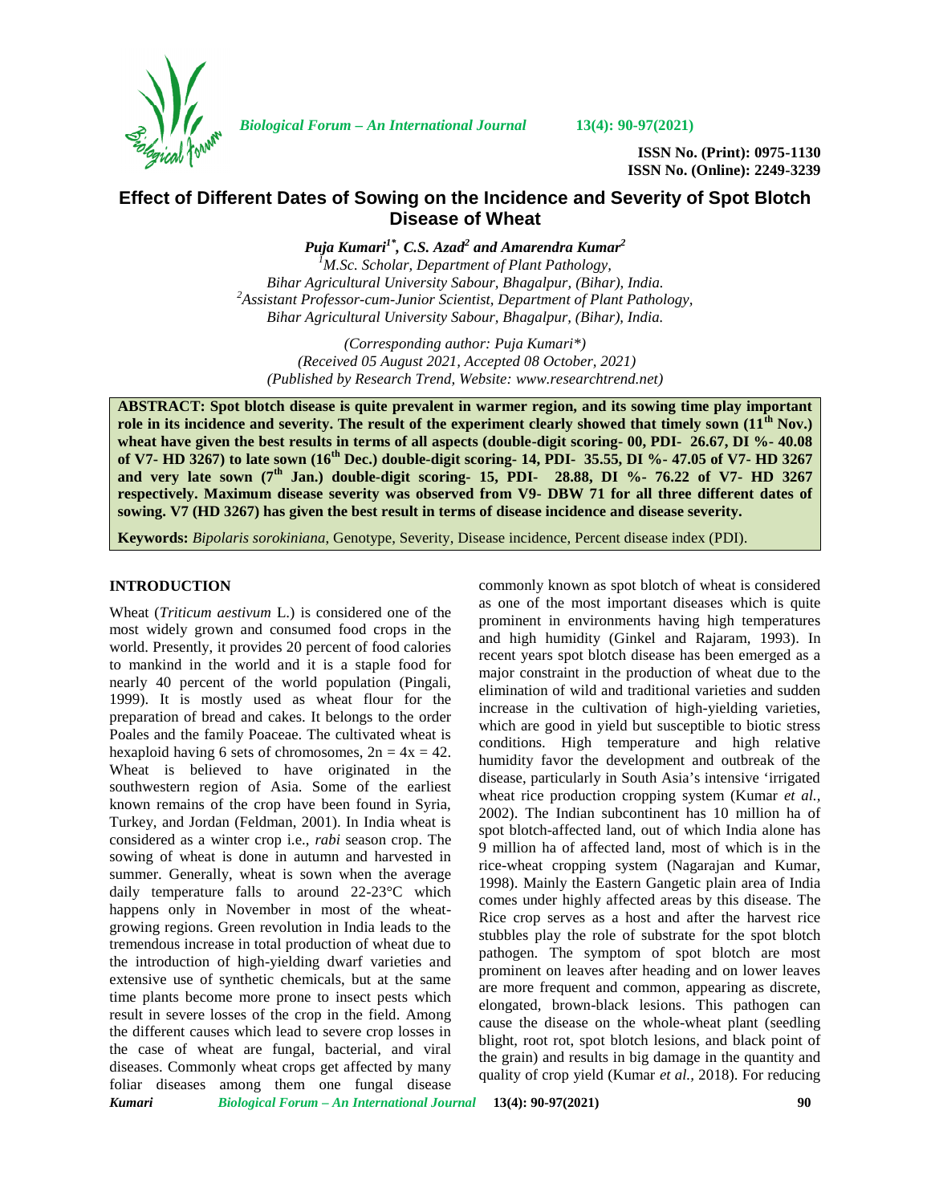# Effect of Different Dates of Sowing on the Incidence and Severity of Spot Blotch Disease of Wheat

***Puja Kumari[1*], C.S. Azad[2] and Amarendra Kumar[2]***

[1]*M.Sc. Scholar, Department of Plant Pathology,*
*Bihar Agricultural University Sabour, Bhagalpur, (Bihar), India.*
[2]*Assistant Professor-cum-Junior Scientist, Department of Plant Pathology,*
*Bihar Agricultural University Sabour, Bhagalpur, (Bihar), India.*

*(Corresponding author: Puja Kumari\*)*
*(Received 05 August 2021, Accepted 08 October, 2021)*
*(Published by Research Trend, Website: www.researchtrend.net)*

**ABSTRACT: Spot blotch disease is quite prevalent in warmer region, and its sowing time play important role in its incidence and severity. The result of the experiment clearly showed that timely sown (11th Nov.) wheat have given the best results in terms of all aspects (double-digit scoring- 00, PDI- 26.67, DI %- 40.08 of V7- HD 3267) to late sown (16th Dec.) double-digit scoring- 14, PDI- 35.55, DI %- 47.05 of V7- HD 3267 and very late sown (7th Jan.) double-digit scoring- 15, PDI- 28.88, DI %- 76.22 of V7- HD 3267 respectively. Maximum disease severity was observed from V9- DBW 71 for all three different dates of sowing. V7 (HD 3267) has given the best result in terms of disease incidence and disease severity.**

**Keywords:** *Bipolaris sorokiniana*, Genotype, Severity, Disease incidence, Percent disease index (PDI).

## INTRODUCTION

Wheat (*Triticum aestivum* L.) is considered one of the most widely grown and consumed food crops in the world. Presently, it provides 20 percent of food calories to mankind in the world and it is a staple food for nearly 40 percent of the world population (Pingali, 1999). It is mostly used as wheat flour for the preparation of bread and cakes. It belongs to the order Poales and the family Poaceae. The cultivated wheat is hexaploid having 6 sets of chromosomes, $2n = 4x = 42$. Wheat is believed to have originated in the southwestern region of Asia. Some of the earliest known remains of the crop have been found in Syria, Turkey, and Jordan (Feldman, 2001). In India wheat is considered as a winter crop i.e., *rabi* season crop. The sowing of wheat is done in autumn and harvested in summer. Generally, wheat is sown when the average daily temperature falls to around 22-23°C which happens only in November in most of the wheat-growing regions. Green revolution in India leads to the tremendous increase in total production of wheat due to the introduction of high-yielding dwarf varieties and extensive use of synthetic chemicals, but at the same time plants become more prone to insect pests which result in severe losses of the crop in the field. Among the different causes which lead to severe crop losses in the case of wheat are fungal, bacterial, and viral diseases. Commonly wheat crops get affected by many foliar diseases among them one fungal disease commonly known as spot blotch of wheat is considered as one of the most important diseases which is quite prominent in environments having high temperatures and high humidity (Ginkel and Rajaram, 1993). In recent years spot blotch disease has been emerged as a major constraint in the production of wheat due to the elimination of wild and traditional varieties and sudden increase in the cultivation of high-yielding varieties, which are good in yield but susceptible to biotic stress conditions. High temperature and high relative humidity favor the development and outbreak of the disease, particularly in South Asia's intensive 'irrigated wheat rice production cropping system (Kumar *et al.,* 2002). The Indian subcontinent has 10 million ha of spot blotch-affected land, out of which India alone has 9 million ha of affected land, most of which is in the rice-wheat cropping system (Nagarajan and Kumar, 1998). Mainly the Eastern Gangetic plain area of India comes under highly affected areas by this disease. The Rice crop serves as a host and after the harvest rice stubbles play the role of substrate for the spot blotch pathogen. The symptom of spot blotch are most prominent on leaves after heading and on lower leaves are more frequent and common, appearing as discrete, elongated, brown-black lesions. This pathogen can cause the disease on the whole-wheat plant (seedling blight, root rot, spot blotch lesions, and black point of the grain) and results in big damage in the quantity and quality of crop yield (Kumar *et al.,* 2018). For reducing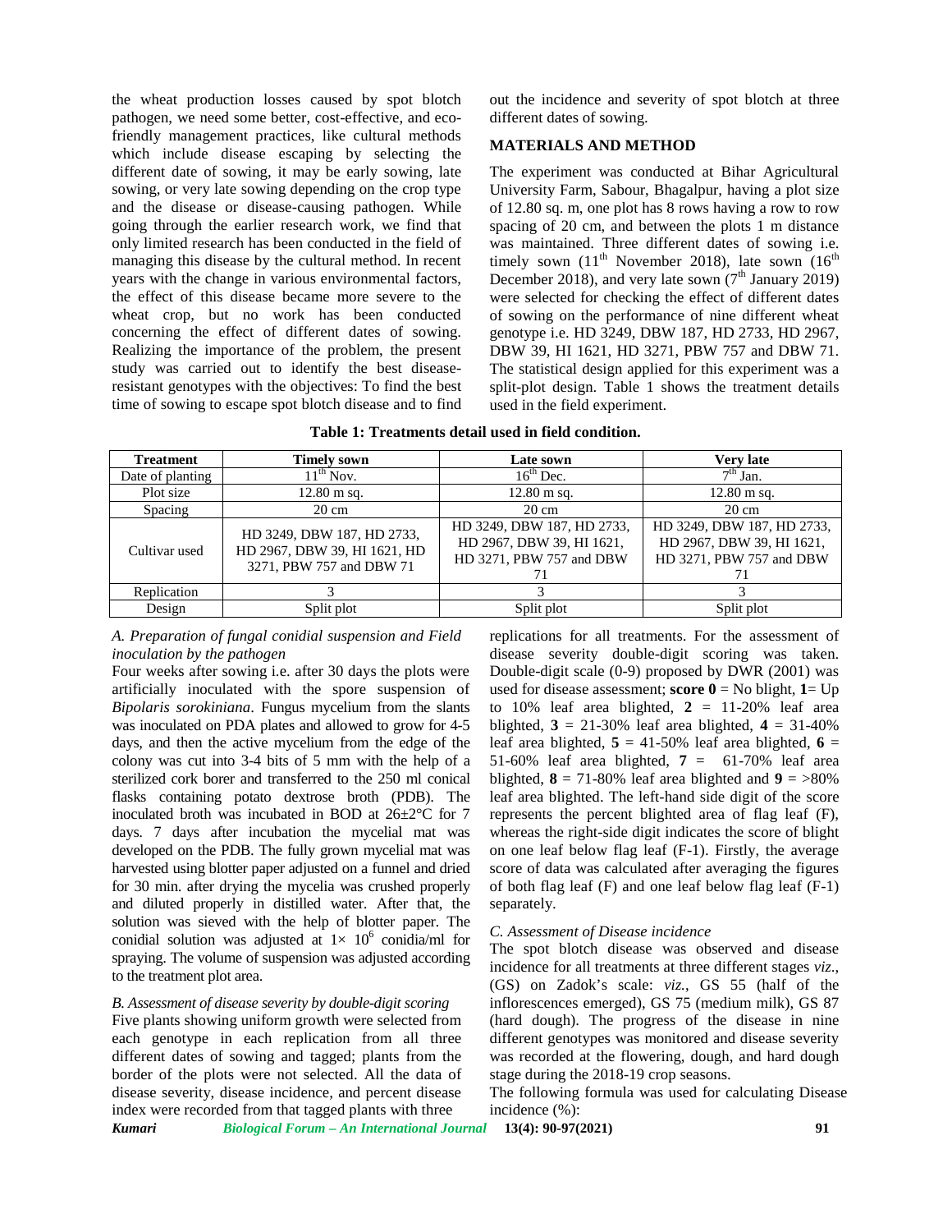the wheat production losses caused by spot blotch pathogen, we need some better, cost-effective, and eco-friendly management practices, like cultural methods which include disease escaping by selecting the different date of sowing, it may be early sowing, late sowing, or very late sowing depending on the crop type and the disease or disease-causing pathogen. While going through the earlier research work, we find that only limited research has been conducted in the field of managing this disease by the cultural method. In recent years with the change in various environmental factors, the effect of this disease became more severe to the wheat crop, but no work has been conducted concerning the effect of different dates of sowing. Realizing the importance of the problem, the present study was carried out to identify the best disease-resistant genotypes with the objectives: To find the best time of sowing to escape spot blotch disease and to find out the incidence and severity of spot blotch at three different dates of sowing.

## MATERIALS AND METHOD

The experiment was conducted at Bihar Agricultural University Farm, Sabour, Bhagalpur, having a plot size of 12.80 sq. m, one plot has 8 rows having a row to row spacing of 20 cm, and between the plots 1 m distance was maintained. Three different dates of sowing i.e. timely sown (11th November 2018), late sown (16th December 2018), and very late sown (7th January 2019) were selected for checking the effect of different dates of sowing on the performance of nine different wheat genotype i.e. HD 3249, DBW 187, HD 2733, HD 2967, DBW 39, HI 1621, HD 3271, PBW 757 and DBW 71. The statistical design applied for this experiment was a split-plot design. Table 1 shows the treatment details used in the field experiment.

**Table 1: Treatments detail used in field condition.**

| Treatment | Timely sown | Late sown | Very late |
|---|---|---|---|
| Date of planting | 11th Nov. | 16th Dec. | 7th Jan. |
| Plot size | 12.80 m sq. | 12.80 m sq. | 12.80 m sq. |
| Spacing | 20 cm | 20 cm | 20 cm |
| Cultivar used | HD 3249, DBW 187, HD 2733, HD 2967, DBW 39, HI 1621, HD 3271, PBW 757 and DBW 71 | HD 3249, DBW 187, HD 2733, HD 2967, DBW 39, HI 1621, HD 3271, PBW 757 and DBW 71 | HD 3249, DBW 187, HD 2733, HD 2967, DBW 39, HI 1621, HD 3271, PBW 757 and DBW 71 |
| Replication | 3 | 3 | 3 |
| Design | Split plot | Split plot | Split plot |

*A. Preparation of fungal conidial suspension and Field inoculation by the pathogen*

Four weeks after sowing i.e. after 30 days the plots were artificially inoculated with the spore suspension of *Bipolaris sorokiniana*. Fungus mycelium from the slants was inoculated on PDA plates and allowed to grow for 4-5 days, and then the active mycelium from the edge of the colony was cut into 3-4 bits of 5 mm with the help of a sterilized cork borer and transferred to the 250 ml conical flasks containing potato dextrose broth (PDB). The inoculated broth was incubated in BOD at 26±2°C for 7 days. 7 days after incubation the mycelial mat was developed on the PDB. The fully grown mycelial mat was harvested using blotter paper adjusted on a funnel and dried for 30 min. after drying the mycelia was crushed properly and diluted properly in distilled water. After that, the solution was sieved with the help of blotter paper. The conidial solution was adjusted at $1\times 10^6$ conidia/ml for spraying. The volume of suspension was adjusted according to the treatment plot area.

*B. Assessment of disease severity by double-digit scoring*

Five plants showing uniform growth were selected from each genotype in each replication from all three different dates of sowing and tagged; plants from the border of the plots were not selected. All the data of disease severity, disease incidence, and percent disease index were recorded from that tagged plants with three replications for all treatments. For the assessment of disease severity double-digit scoring was taken. Double-digit scale (0-9) proposed by DWR (2001) was used for disease assessment; **score 0** = No blight, **1**= Up to 10% leaf area blighted, **2** = 11-20% leaf area blighted, **3** = 21-30% leaf area blighted, **4** = 31-40% leaf area blighted, **5** = 41-50% leaf area blighted, **6** = 51-60% leaf area blighted, **7** = 61-70% leaf area blighted, **8** = 71-80% leaf area blighted and **9** = >80% leaf area blighted. The left-hand side digit of the score represents the percent blighted area of flag leaf (F), whereas the right-side digit indicates the score of blight on one leaf below flag leaf (F-1). Firstly, the average score of data was calculated after averaging the figures of both flag leaf (F) and one leaf below flag leaf (F-1) separately.

*C. Assessment of Disease incidence*

The spot blotch disease was observed and disease incidence for all treatments at three different stages *viz.*, (GS) on Zadok's scale: *viz.*, GS 55 (half of the inflorescences emerged), GS 75 (medium milk), GS 87 (hard dough). The progress of the disease in nine different genotypes was monitored and disease severity was recorded at the flowering, dough, and hard dough stage during the 2018-19 crop seasons.

The following formula was used for calculating Disease incidence (%):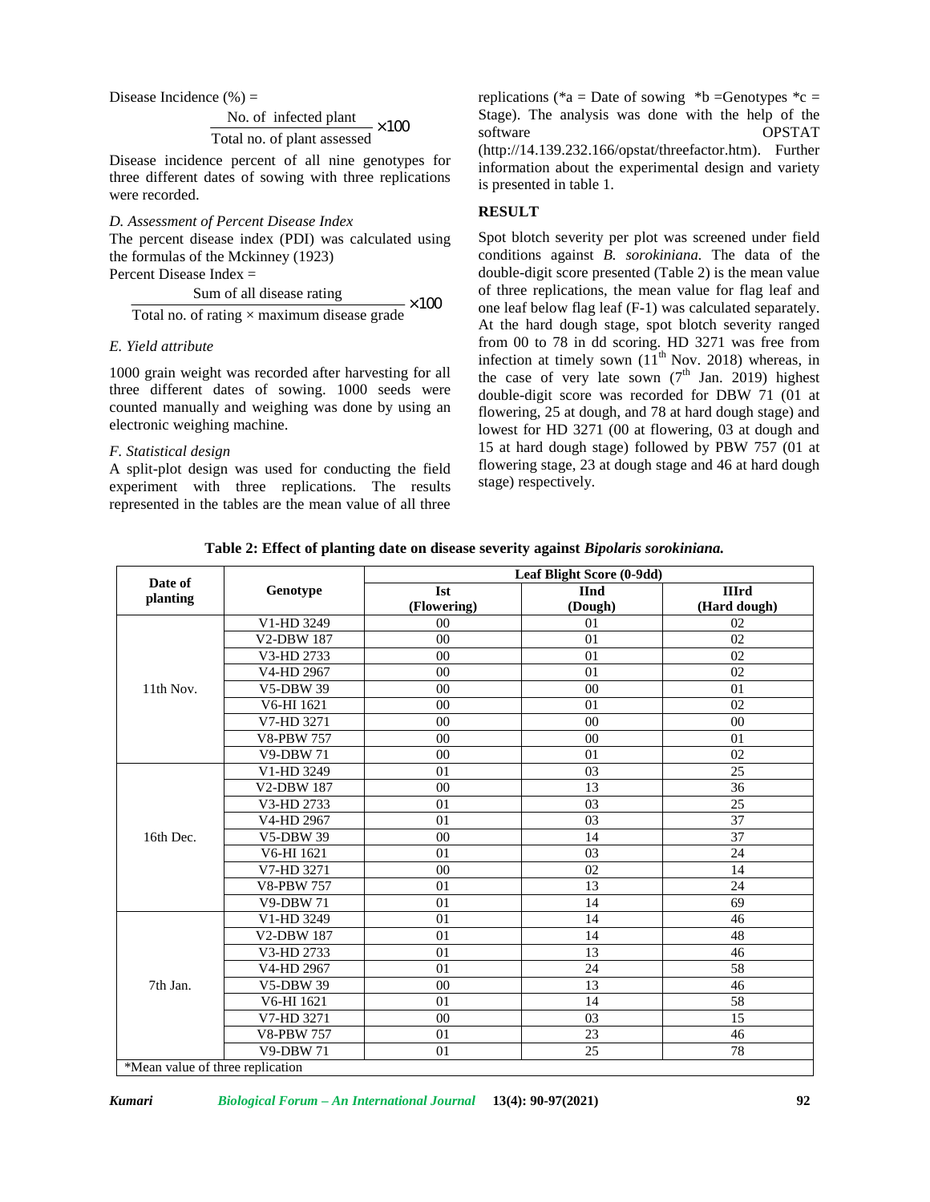Disease Incidence (%) =

$$\frac{\text{No. of infected plant}}{\text{Total no. of plant assessed}} \times 100$$

Disease incidence percent of all nine genotypes for three different dates of sowing with three replications were recorded.

*D. Assessment of Percent Disease Index*

The percent disease index (PDI) was calculated using the formulas of the Mckinney (1923)

Percent Disease Index =

$$\frac{\text{Sum of all disease rating}}{\text{Total no. of rating} \times \text{maximum disease grade}} \times 100$$

*E. Yield attribute*

1000 grain weight was recorded after harvesting for all three different dates of sowing. 1000 seeds were counted manually and weighing was done by using an electronic weighing machine.

*F. Statistical design*

A split-plot design was used for conducting the field experiment with three replications. The results represented in the tables are the mean value of all three replications (*a = Date of sowing *b =Genotypes *c = Stage). The analysis was done with the help of the software OPSTAT (http://14.139.232.166/opstat/threefactor.htm). Further information about the experimental design and variety is presented in table 1.

## RESULT

Spot blotch severity per plot was screened under field conditions against *B. sorokiniana.* The data of the double-digit score presented (Table 2) is the mean value of three replications, the mean value for flag leaf and one leaf below flag leaf (F-1) was calculated separately. At the hard dough stage, spot blotch severity ranged from 00 to 78 in dd scoring. HD 3271 was free from infection at timely sown (11th Nov. 2018) whereas, in the case of very late sown (7th Jan. 2019) highest double-digit score was recorded for DBW 71 (01 at flowering, 25 at dough, and 78 at hard dough stage) and lowest for HD 3271 (00 at flowering, 03 at dough and 15 at hard dough stage) followed by PBW 757 (01 at flowering stage, 23 at dough stage and 46 at hard dough stage) respectively.

**Table 2: Effect of planting date on disease severity against *Bipolaris sorokiniana.***

| Date of planting | Genotype | Leaf Blight Score (0-9dd) | | |
|---|---|---|---|---|
| | | **Ist (Flowering)** | **IInd (Dough)** | **IIIrd (Hard dough)** |
| 11th Nov. | V1-HD 3249 | 00 | 01 | 02 |
| | V2-DBW 187 | 00 | 01 | 02 |
| | V3-HD 2733 | 00 | 01 | 02 |
| | V4-HD 2967 | 00 | 01 | 02 |
| | V5-DBW 39 | 00 | 00 | 01 |
| | V6-HI 1621 | 00 | 01 | 02 |
| | V7-HD 3271 | 00 | 00 | 00 |
| | V8-PBW 757 | 00 | 00 | 01 |
| | V9-DBW 71 | 00 | 01 | 02 |
| 16th Dec. | V1-HD 3249 | 01 | 03 | 25 |
| | V2-DBW 187 | 00 | 13 | 36 |
| | V3-HD 2733 | 01 | 03 | 25 |
| | V4-HD 2967 | 01 | 03 | 37 |
| | V5-DBW 39 | 00 | 14 | 37 |
| | V6-HI 1621 | 01 | 03 | 24 |
| | V7-HD 3271 | 00 | 02 | 14 |
| | V8-PBW 757 | 01 | 13 | 24 |
| | V9-DBW 71 | 01 | 14 | 69 |
| 7th Jan. | V1-HD 3249 | 01 | 14 | 46 |
| | V2-DBW 187 | 01 | 14 | 48 |
| | V3-HD 2733 | 01 | 13 | 46 |
| | V4-HD 2967 | 01 | 24 | 58 |
| | V5-DBW 39 | 00 | 13 | 46 |
| | V6-HI 1621 | 01 | 14 | 58 |
| | V7-HD 3271 | 00 | 03 | 15 |
| | V8-PBW 757 | 01 | 23 | 46 |
| | V9-DBW 71 | 01 | 25 | 78 |

*Mean value of three replication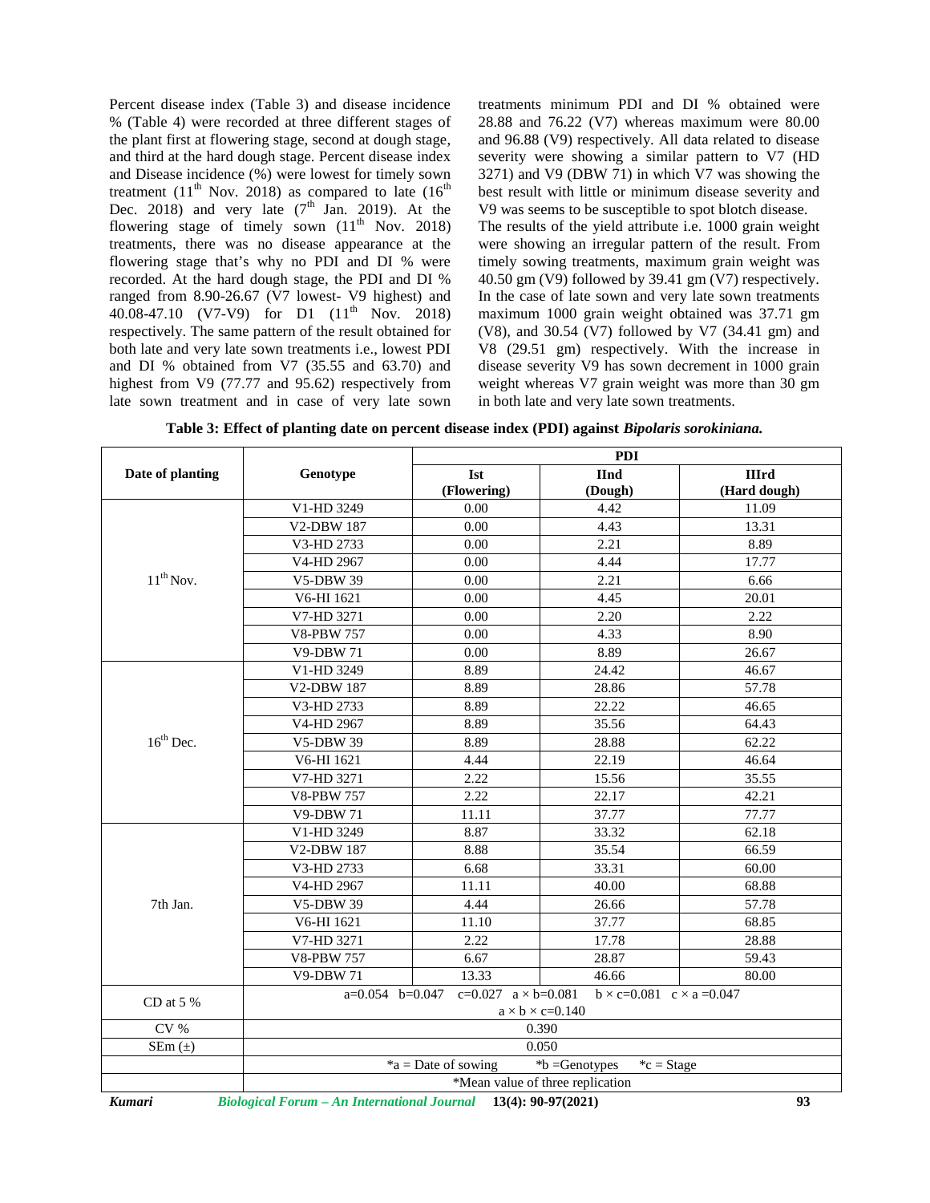Percent disease index (Table 3) and disease incidence % (Table 4) were recorded at three different stages of the plant first at flowering stage, second at dough stage, and third at the hard dough stage. Percent disease index and Disease incidence (%) were lowest for timely sown treatment (11th Nov. 2018) as compared to late (16th Dec. 2018) and very late (7th Jan. 2019). At the flowering stage of timely sown (11th Nov. 2018) treatments, there was no disease appearance at the flowering stage that's why no PDI and DI % were recorded. At the hard dough stage, the PDI and DI % ranged from 8.90-26.67 (V7 lowest- V9 highest) and 40.08-47.10 (V7-V9) for D1 (11th Nov. 2018) respectively. The same pattern of the result obtained for both late and very late sown treatments i.e., lowest PDI and DI % obtained from V7 (35.55 and 63.70) and highest from V9 (77.77 and 95.62) respectively from late sown treatment and in case of very late sown treatments minimum PDI and DI % obtained were 28.88 and 76.22 (V7) whereas maximum were 80.00 and 96.88 (V9) respectively. All data related to disease severity were showing a similar pattern to V7 (HD 3271) and V9 (DBW 71) in which V7 was showing the best result with little or minimum disease severity and V9 was seems to be susceptible to spot blotch disease.

The results of the yield attribute i.e. 1000 grain weight were showing an irregular pattern of the result. From timely sowing treatments, maximum grain weight was 40.50 gm (V9) followed by 39.41 gm (V7) respectively. In the case of late sown and very late sown treatments maximum 1000 grain weight obtained was 37.71 gm (V8), and 30.54 (V7) followed by V7 (34.41 gm) and V8 (29.51 gm) respectively. With the increase in disease severity V9 has sown decrement in 1000 grain weight whereas V7 grain weight was more than 30 gm in both late and very late sown treatments.

**Table 3: Effect of planting date on percent disease index (PDI) against *Bipolaris sorokiniana*.**

| Date of planting | Genotype | PDI | | |
|---|---|---|---|---|
| | | Ist (Flowering) | IInd (Dough) | IIIrd (Hard dough) |
| 11th Nov. | V1-HD 3249 | 0.00 | 4.42 | 11.09 |
| | V2-DBW 187 | 0.00 | 4.43 | 13.31 |
| | V3-HD 2733 | 0.00 | 2.21 | 8.89 |
| | V4-HD 2967 | 0.00 | 4.44 | 17.77 |
| | V5-DBW 39 | 0.00 | 2.21 | 6.66 |
| | V6-HI 1621 | 0.00 | 4.45 | 20.01 |
| | V7-HD 3271 | 0.00 | 2.20 | 2.22 |
| | V8-PBW 757 | 0.00 | 4.33 | 8.90 |
| | V9-DBW 71 | 0.00 | 8.89 | 26.67 |
| 16th Dec. | V1-HD 3249 | 8.89 | 24.42 | 46.67 |
| | V2-DBW 187 | 8.89 | 28.86 | 57.78 |
| | V3-HD 2733 | 8.89 | 22.22 | 46.65 |
| | V4-HD 2967 | 8.89 | 35.56 | 64.43 |
| | V5-DBW 39 | 8.89 | 28.88 | 62.22 |
| | V6-HI 1621 | 4.44 | 22.19 | 46.64 |
| | V7-HD 3271 | 2.22 | 15.56 | 35.55 |
| | V8-PBW 757 | 2.22 | 22.17 | 42.21 |
| | V9-DBW 71 | 11.11 | 37.77 | 77.77 |
| 7th Jan. | V1-HD 3249 | 8.87 | 33.32 | 62.18 |
| | V2-DBW 187 | 8.88 | 35.54 | 66.59 |
| | V3-HD 2733 | 6.68 | 33.31 | 60.00 |
| | V4-HD 2967 | 11.11 | 40.00 | 68.88 |
| | V5-DBW 39 | 4.44 | 26.66 | 57.78 |
| | V6-HI 1621 | 11.10 | 37.77 | 68.85 |
| | V7-HD 3271 | 2.22 | 17.78 | 28.88 |
| | V8-PBW 757 | 6.67 | 28.87 | 59.43 |
| | V9-DBW 71 | 13.33 | 46.66 | 80.00 |
| CD at 5 % | a=0.054 b=0.047 c=0.027 a × b=0.081 b × c=0.081 c × a =0.047 a × b × c=0.140 | | | |
| CV % | 0.390 | | | |
| SEm (±) | 0.050 | | | |
| | *a = Date of sowing *b =Genotypes *c = Stage | | | |
| | *Mean value of three replication | | | |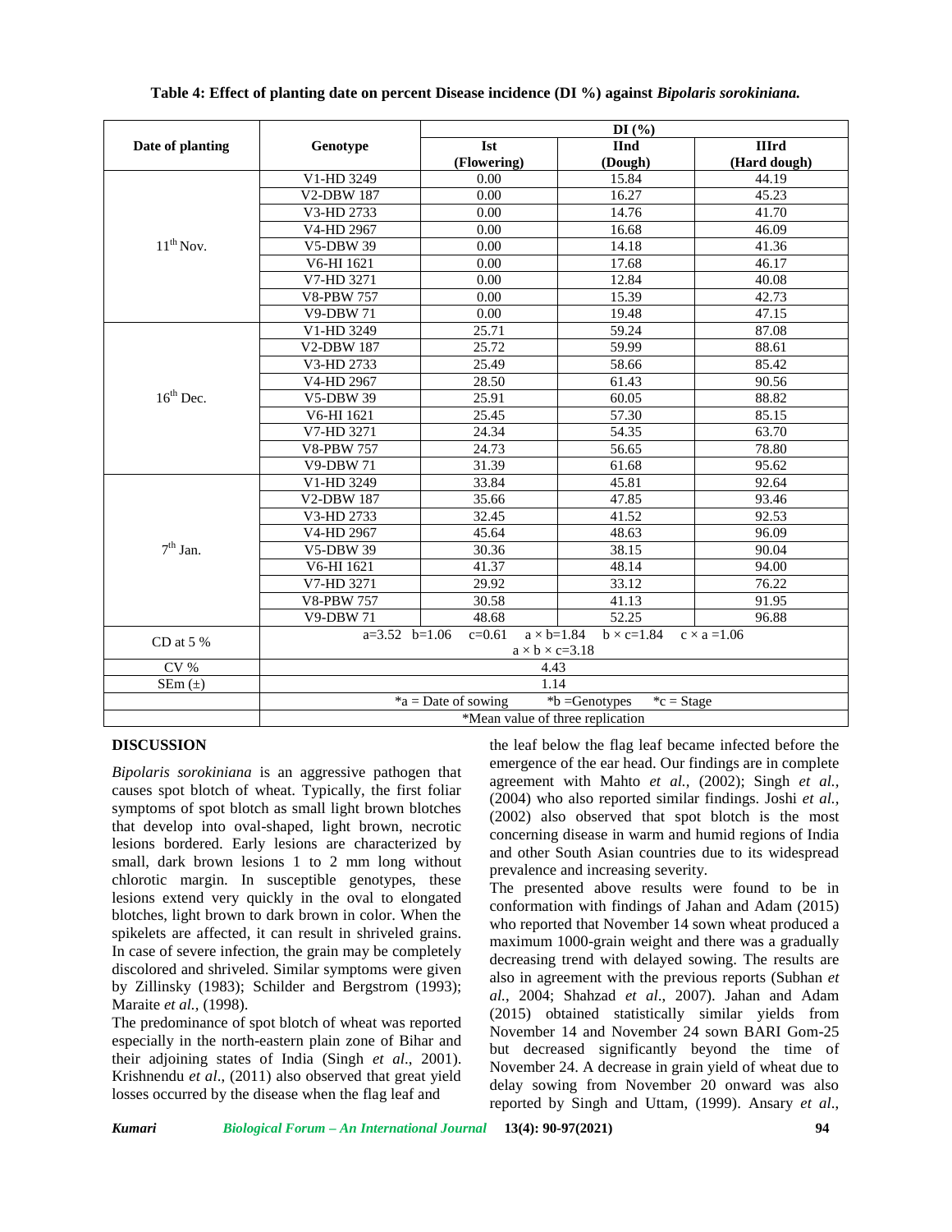**Table 4: Effect of planting date on percent Disease incidence (DI %) against *Bipolaris sorokiniana.***

| Date of planting | Genotype | DI (%) | | |
|---|---|---|---|---|
| | | Ist (Flowering) | IInd (Dough) | IIIrd (Hard dough) |
| 11th Nov. | V1-HD 3249 | 0.00 | 15.84 | 44.19 |
| | V2-DBW 187 | 0.00 | 16.27 | 45.23 |
| | V3-HD 2733 | 0.00 | 14.76 | 41.70 |
| | V4-HD 2967 | 0.00 | 16.68 | 46.09 |
| | V5-DBW 39 | 0.00 | 14.18 | 41.36 |
| | V6-HI 1621 | 0.00 | 17.68 | 46.17 |
| | V7-HD 3271 | 0.00 | 12.84 | 40.08 |
| | V8-PBW 757 | 0.00 | 15.39 | 42.73 |
| | V9-DBW 71 | 0.00 | 19.48 | 47.15 |
| 16th Dec. | V1-HD 3249 | 25.71 | 59.24 | 87.08 |
| | V2-DBW 187 | 25.72 | 59.99 | 88.61 |
| | V3-HD 2733 | 25.49 | 58.66 | 85.42 |
| | V4-HD 2967 | 28.50 | 61.43 | 90.56 |
| | V5-DBW 39 | 25.91 | 60.05 | 88.82 |
| | V6-HI 1621 | 25.45 | 57.30 | 85.15 |
| | V7-HD 3271 | 24.34 | 54.35 | 63.70 |
| | V8-PBW 757 | 24.73 | 56.65 | 78.80 |
| | V9-DBW 71 | 31.39 | 61.68 | 95.62 |
| 7th Jan. | V1-HD 3249 | 33.84 | 45.81 | 92.64 |
| | V2-DBW 187 | 35.66 | 47.85 | 93.46 |
| | V3-HD 2733 | 32.45 | 41.52 | 92.53 |
| | V4-HD 2967 | 45.64 | 48.63 | 96.09 |
| | V5-DBW 39 | 30.36 | 38.15 | 90.04 |
| | V6-HI 1621 | 41.37 | 48.14 | 94.00 |
| | V7-HD 3271 | 29.92 | 33.12 | 76.22 |
| | V8-PBW 757 | 30.58 | 41.13 | 91.95 |
| | V9-DBW 71 | 48.68 | 52.25 | 96.88 |
| CD at 5 % | a=3.52 b=1.06 c=0.61 a × b=1.84 b × c=1.84 c × a =1.06 a × b × c=3.18 | | | |
| CV % | 4.43 | | | |
| SEm (±) | 1.14 | | | |
| | *a = Date of sowing *b =Genotypes *c = Stage | | | |
| | *Mean value of three replication | | | |

## DISCUSSION

*Bipolaris sorokiniana* is an aggressive pathogen that causes spot blotch of wheat. Typically, the first foliar symptoms of spot blotch as small light brown blotches that develop into oval-shaped, light brown, necrotic lesions bordered. Early lesions are characterized by small, dark brown lesions 1 to 2 mm long without chlorotic margin. In susceptible genotypes, these lesions extend very quickly in the oval to elongated blotches, light brown to dark brown in color. When the spikelets are affected, it can result in shriveled grains. In case of severe infection, the grain may be completely discolored and shriveled. Similar symptoms were given by Zillinsky (1983); Schilder and Bergstrom (1993); Maraite *et al.,* (1998).

The predominance of spot blotch of wheat was reported especially in the north-eastern plain zone of Bihar and their adjoining states of India (Singh *et al*., 2001). Krishnendu *et al*., (2011) also observed that great yield losses occurred by the disease when the flag leaf and the leaf below the flag leaf became infected before the emergence of the ear head. Our findings are in complete agreement with Mahto *et al.,* (2002); Singh *et al.,* (2004) who also reported similar findings. Joshi *et al.,* (2002) also observed that spot blotch is the most concerning disease in warm and humid regions of India and other South Asian countries due to its widespread prevalence and increasing severity.

The presented above results were found to be in conformation with findings of Jahan and Adam (2015) who reported that November 14 sown wheat produced a maximum 1000-grain weight and there was a gradually decreasing trend with delayed sowing. The results are also in agreement with the previous reports (Subhan *et al.,* 2004; Shahzad *et al*., 2007). Jahan and Adam (2015) obtained statistically similar yields from November 14 and November 24 sown BARI Gom-25 but decreased significantly beyond the time of November 24. A decrease in grain yield of wheat due to delay sowing from November 20 onward was also reported by Singh and Uttam, (1999). Ansary *et al*.,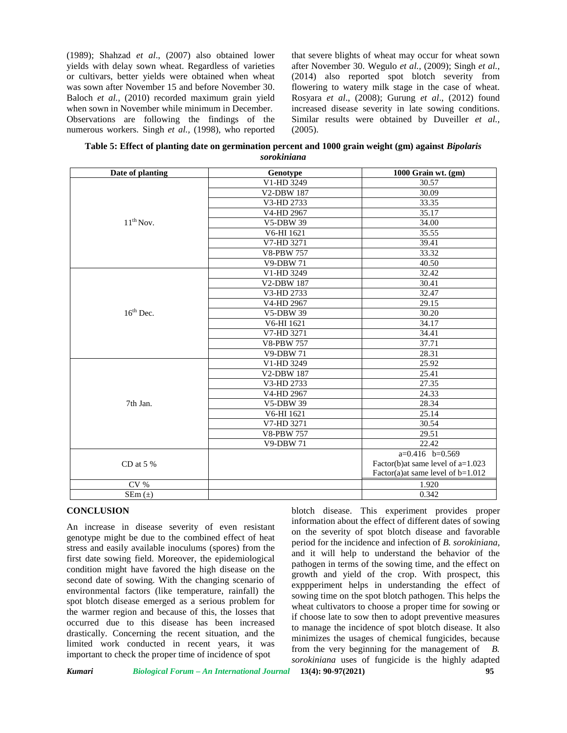(1989); Shahzad *et al*., (2007) also obtained lower yields with delay sown wheat. Regardless of varieties or cultivars, better yields were obtained when wheat was sown after November 15 and before November 30. Baloch *et al.*, (2010) recorded maximum grain yield when sown in November while minimum in December. Observations are following the findings of the numerous workers. Singh *et al.,* (1998), who reported that severe blights of wheat may occur for wheat sown after November 30. Wegulo *et al.*, (2009); Singh *et al.*, (2014) also reported spot blotch severity from flowering to watery milk stage in the case of wheat. Rosyara *et al*., (2008); Gurung *et al*., (2012) found increased disease severity in late sowing conditions. Similar results were obtained by Duveiller *et al.*, (2005).

**Table 5: Effect of planting date on germination percent and 1000 grain weight (gm) against *Bipolaris sorokiniana***

| Date of planting | Genotype | 1000 Grain wt. (gm) |
|---|---|---|
| 11th Nov. | V1-HD 3249 | 30.57 |
| | V2-DBW 187 | 30.09 |
| | V3-HD 2733 | 33.35 |
| | V4-HD 2967 | 35.17 |
| | V5-DBW 39 | 34.00 |
| | V6-HI 1621 | 35.55 |
| | V7-HD 3271 | 39.41 |
| | V8-PBW 757 | 33.32 |
| | V9-DBW 71 | 40.50 |
| 16th Dec. | V1-HD 3249 | 32.42 |
| | V2-DBW 187 | 30.41 |
| | V3-HD 2733 | 32.47 |
| | V4-HD 2967 | 29.15 |
| | V5-DBW 39 | 30.20 |
| | V6-HI 1621 | 34.17 |
| | V7-HD 3271 | 34.41 |
| | V8-PBW 757 | 37.71 |
| | V9-DBW 71 | 28.31 |
| 7th Jan. | V1-HD 3249 | 25.92 |
| | V2-DBW 187 | 25.41 |
| | V3-HD 2733 | 27.35 |
| | V4-HD 2967 | 24.33 |
| | V5-DBW 39 | 28.34 |
| | V6-HI 1621 | 25.14 |
| | V7-HD 3271 | 30.54 |
| | V8-PBW 757 | 29.51 |
| | V9-DBW 71 | 22.42 |
| CD at 5 % | | a=0.416 b=0.569<br>Factor(b)at same level of a=1.023<br>Factor(a)at same level of b=1.012 |
| CV % | | 1.920 |
| SEm (±) | | 0.342 |

## CONCLUSION

An increase in disease severity of even resistant genotype might be due to the combined effect of heat stress and easily available inoculums (spores) from the first date sowing field. Moreover, the epidemiological condition might have favored the high disease on the second date of sowing. With the changing scenario of environmental factors (like temperature, rainfall) the spot blotch disease emerged as a serious problem for the warmer region and because of this, the losses that occurred due to this disease has been increased drastically. Concerning the recent situation, and the limited work conducted in recent years, it was important to check the proper time of incidence of spot blotch disease. This experiment provides proper information about the effect of different dates of sowing on the severity of spot blotch disease and favorable period for the incidence and infection of *B. sorokiniana,* and it will help to understand the behavior of the pathogen in terms of the sowing time, and the effect on growth and yield of the crop. With prospect, this exppperiment helps in understanding the effect of sowing time on the spot blotch pathogen. This helps the wheat cultivators to choose a proper time for sowing or if choose late to sow then to adopt preventive measures to manage the incidence of spot blotch disease. It also minimizes the usages of chemical fungicides, because from the very beginning for the management of *B. sorokiniana* uses of fungicide is the highly adapted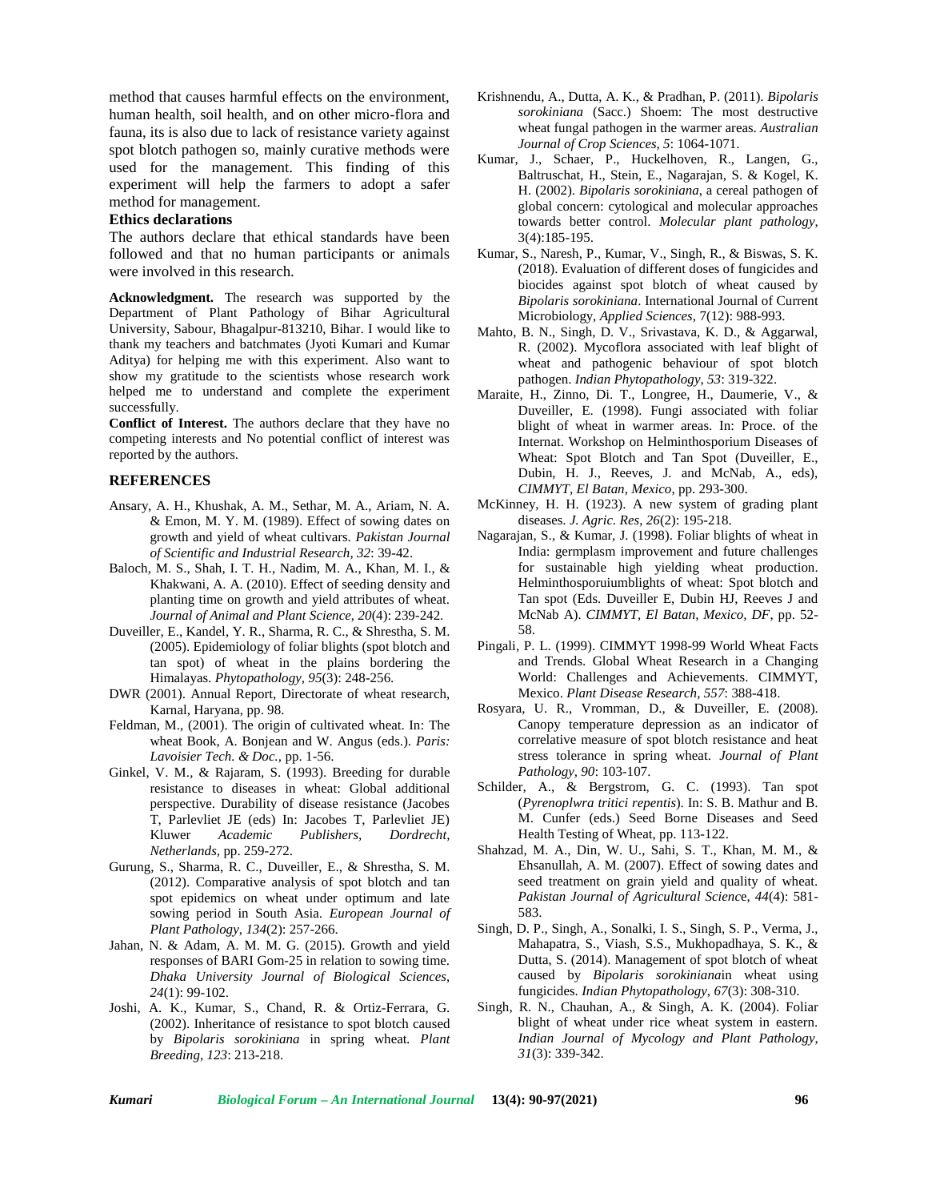method that causes harmful effects on the environment, human health, soil health, and on other micro-flora and fauna, its is also due to lack of resistance variety against spot blotch pathogen so, mainly curative methods were used for the management. This finding of this experiment will help the farmers to adopt a safer method for management.

**Ethics declarations**

The authors declare that ethical standards have been followed and that no human participants or animals were involved in this research.

**Acknowledgment.** The research was supported by the Department of Plant Pathology of Bihar Agricultural University, Sabour, Bhagalpur-813210, Bihar. I would like to thank my teachers and batchmates (Jyoti Kumari and Kumar Aditya) for helping me with this experiment. Also want to show my gratitude to the scientists whose research work helped me to understand and complete the experiment successfully.

**Conflict of Interest.** The authors declare that they have no competing interests and No potential conflict of interest was reported by the authors.

## REFERENCES

Ansary, A. H., Khushak, A. M., Sethar, M. A., Ariam, N. A. & Emon, M. Y. M. (1989). Effect of sowing dates on growth and yield of wheat cultivars. *Pakistan Journal of Scientific and Industrial Research*, *32*: 39-42.

Baloch, M. S., Shah, I. T. H., Nadim, M. A., Khan, M. I., & Khakwani, A. A. (2010). Effect of seeding density and planting time on growth and yield attributes of wheat. *Journal of Animal and Plant Science*, *20*(4): 239-242.

Duveiller, E., Kandel, Y. R., Sharma, R. C., & Shrestha, S. M. (2005). Epidemiology of foliar blights (spot blotch and tan spot) of wheat in the plains bordering the Himalayas. *Phytopathology*, *95*(3): 248-256.

DWR (2001). Annual Report, Directorate of wheat research, Karnal, Haryana, pp. 98.

Feldman, M., (2001). The origin of cultivated wheat. In: The wheat Book, A. Bonjean and W. Angus (eds.). *Paris: Lavoisier Tech. & Doc.*, pp. 1-56.

Ginkel, V. M., & Rajaram, S. (1993). Breeding for durable resistance to diseases in wheat: Global additional perspective. Durability of disease resistance (Jacobes T, Parlevliet JE (eds) In: Jacobes T, Parlevliet JE) Kluwer *Academic Publishers, Dordrecht, Netherlands*, pp. 259-272.

Gurung, S., Sharma, R. C., Duveiller, E., & Shrestha, S. M. (2012). Comparative analysis of spot blotch and tan spot epidemics on wheat under optimum and late sowing period in South Asia. *European Journal of Plant Pathology*, *134*(2): 257-266.

Jahan, N. & Adam, A. M. M. G. (2015). Growth and yield responses of BARI Gom-25 in relation to sowing time. *Dhaka University Journal of Biological Sciences*, *24*(1): 99-102.

Joshi, A. K., Kumar, S., Chand, R. & Ortiz-Ferrara, G. (2002). Inheritance of resistance to spot blotch caused by *Bipolaris sorokiniana* in spring wheat. *Plant Breeding*, *123*: 213-218.

Krishnendu, A., Dutta, A. K., & Pradhan, P. (2011). *Bipolaris sorokiniana* (Sacc.) Shoem: The most destructive wheat fungal pathogen in the warmer areas. *Australian Journal of Crop Sciences*, *5*: 1064-1071.

Kumar, J., Schaer, P., Huckelhoven, R., Langen, G., Baltruschat, H., Stein, E., Nagarajan, S. & Kogel, K. H. (2002). *Bipolaris sorokiniana*, a cereal pathogen of global concern: cytological and molecular approaches towards better control. *Molecular plant pathology*, 3(4):185-195.

Kumar, S., Naresh, P., Kumar, V., Singh, R., & Biswas, S. K. (2018). Evaluation of different doses of fungicides and biocides against spot blotch of wheat caused by *Bipolaris sorokiniana*. International Journal of Current Microbiology, *Applied Sciences*, 7(12): 988-993.

Mahto, B. N., Singh, D. V., Srivastava, K. D., & Aggarwal, R. (2002). Mycoflora associated with leaf blight of wheat and pathogenic behaviour of spot blotch pathogen. *Indian Phytopathology*, *53*: 319-322.

Maraite, H., Zinno, Di. T., Longree, H., Daumerie, V., & Duveiller, E. (1998). Fungi associated with foliar blight of wheat in warmer areas. In: Proce. of the Internat. Workshop on Helminthosporium Diseases of Wheat: Spot Blotch and Tan Spot (Duveiller, E., Dubin, H. J., Reeves, J. and McNab, A., eds), *CIMMYT, El Batan, Mexico*, pp. 293-300.

McKinney, H. H. (1923). A new system of grading plant diseases. *J. Agric. Res*, *26*(2): 195-218.

Nagarajan, S., & Kumar, J. (1998). Foliar blights of wheat in India: germplasm improvement and future challenges for sustainable high yielding wheat production. Helminthosporuiumblights of wheat: Spot blotch and Tan spot (Eds. Duveiller E, Dubin HJ, Reeves J and McNab A). *CIMMYT, El Batan, Mexico, DF*, pp. 52-58.

Pingali, P. L. (1999). CIMMYT 1998-99 World Wheat Facts and Trends. Global Wheat Research in a Changing World: Challenges and Achievements. CIMMYT, Mexico. *Plant Disease Research*, *557*: 388-418.

Rosyara, U. R., Vromman, D., & Duveiller, E. (2008). Canopy temperature depression as an indicator of correlative measure of spot blotch resistance and heat stress tolerance in spring wheat. *Journal of Plant Pathology*, *90*: 103-107.

Schilder, A., & Bergstrom, G. C. (1993). Tan spot (*Pyrenoplwra tritici repentis*). In: S. B. Mathur and B. M. Cunfer (eds.) Seed Borne Diseases and Seed Health Testing of Wheat, pp. 113-122.

Shahzad, M. A., Din, W. U., Sahi, S. T., Khan, M. M., & Ehsanullah, A. M. (2007). Effect of sowing dates and seed treatment on grain yield and quality of wheat. *Pakistan Journal of Agricultural Science*, *44*(4): 581-583.

Singh, D. P., Singh, A., Sonalki, I. S., Singh, S. P., Verma, J., Mahapatra, S., Viash, S.S., Mukhopadhaya, S. K., & Dutta, S. (2014). Management of spot blotch of wheat caused by *Bipolaris sorokiniana*in wheat using fungicides. *Indian Phytopathology*, *67*(3): 308-310.

Singh, R. N., Chauhan, A., & Singh, A. K. (2004). Foliar blight of wheat under rice wheat system in eastern. *Indian Journal of Mycology and Plant Pathology*, *31*(3): 339-342.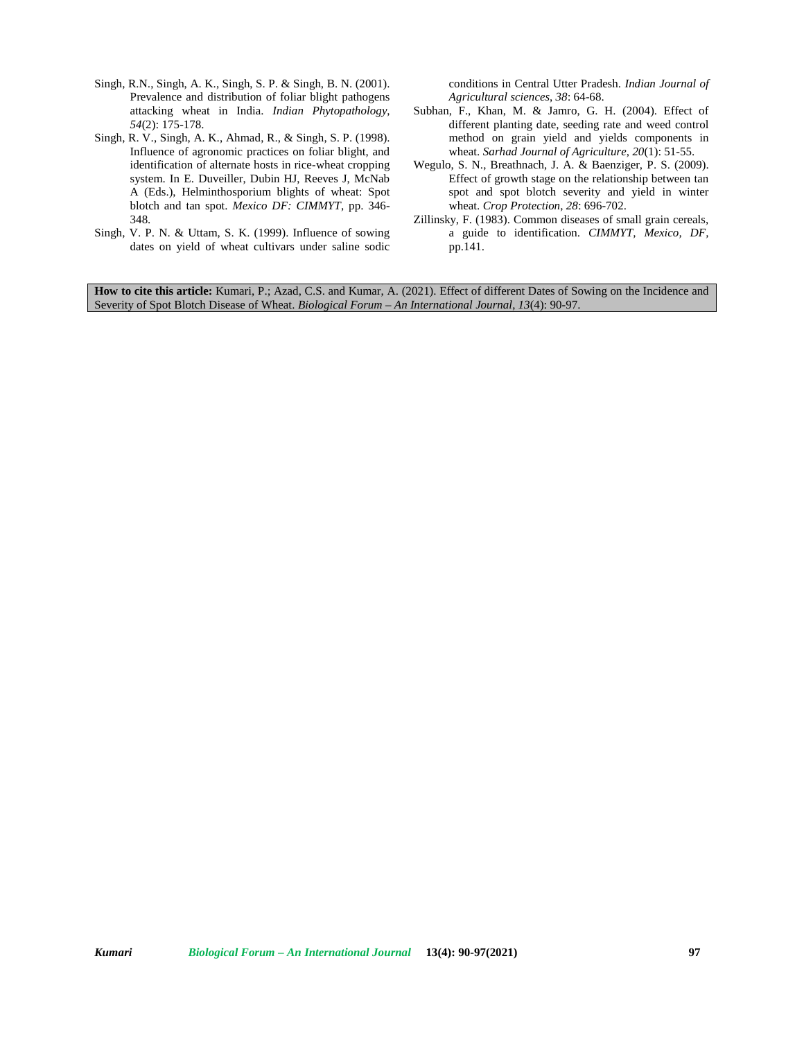Singh, R.N., Singh, A. K., Singh, S. P. & Singh, B. N. (2001). Prevalence and distribution of foliar blight pathogens attacking wheat in India. *Indian Phytopathology*, *54*(2): 175-178.

Singh, R. V., Singh, A. K., Ahmad, R., & Singh, S. P. (1998). Influence of agronomic practices on foliar blight, and identification of alternate hosts in rice-wheat cropping system. In E. Duveiller, Dubin HJ, Reeves J, McNab A (Eds.), Helminthosporium blights of wheat: Spot blotch and tan spot. *Mexico DF: CIMMYT*, pp. 346-348.

Singh, V. P. N. & Uttam, S. K. (1999). Influence of sowing dates on yield of wheat cultivars under saline sodic conditions in Central Utter Pradesh. *Indian Journal of Agricultural sciences*, *38*: 64-68.

Subhan, F., Khan, M. & Jamro, G. H. (2004). Effect of different planting date, seeding rate and weed control method on grain yield and yields components in wheat. *Sarhad Journal of Agriculture*, *20*(1): 51-55.

Wegulo, S. N., Breathnach, J. A. & Baenziger, P. S. (2009). Effect of growth stage on the relationship between tan spot and spot blotch severity and yield in winter wheat. *Crop Protection*, *28*: 696-702.

Zillinsky, F. (1983). Common diseases of small grain cereals, a guide to identification. *CIMMYT, Mexico, DF*, pp.141.

**How to cite this article:** Kumari, P.; Azad, C.S. and Kumar, A. (2021). Effect of different Dates of Sowing on the Incidence and Severity of Spot Blotch Disease of Wheat. *Biological Forum – An International Journal*, *13*(4): 90-97.